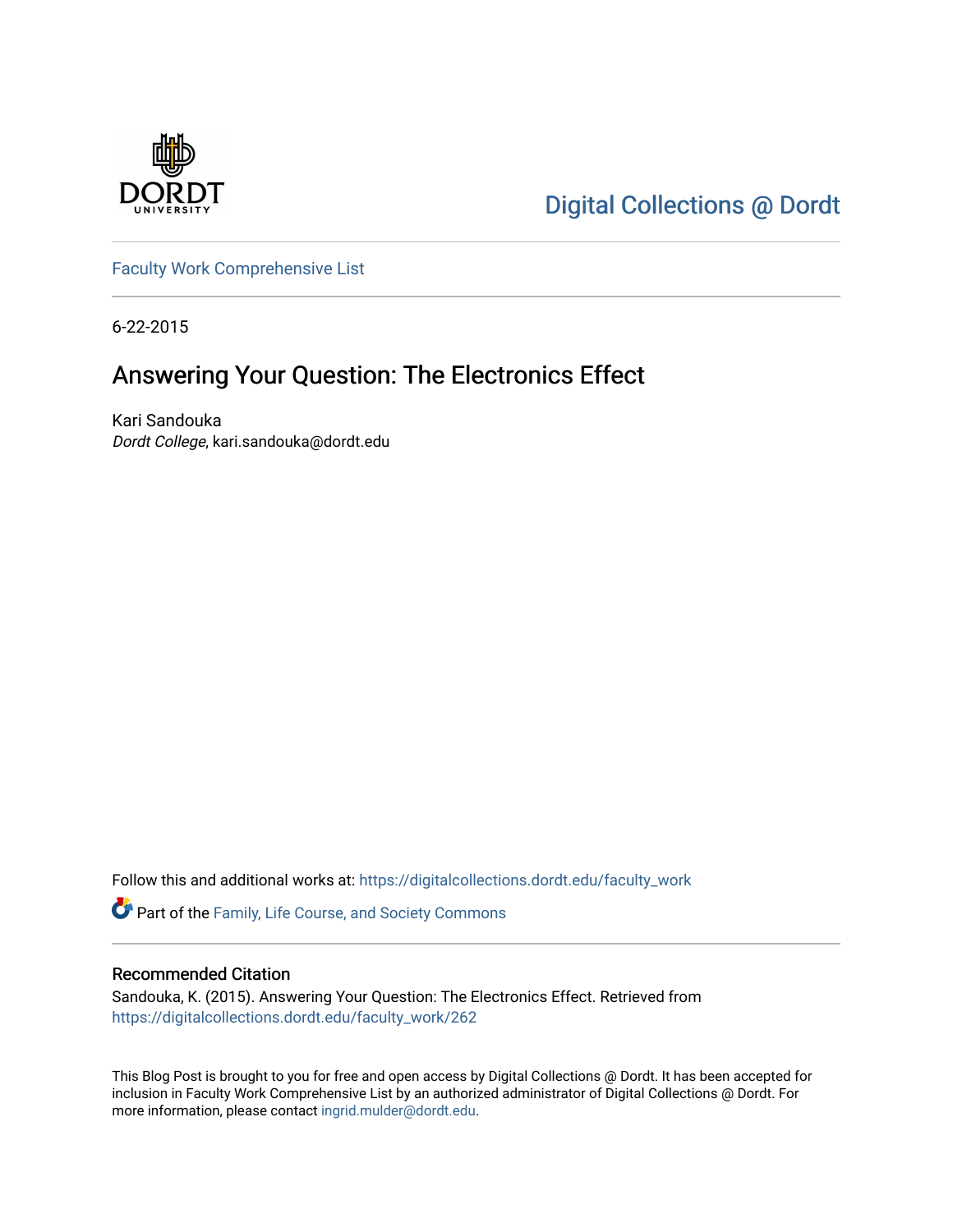Digital Collections @ Dordt

Faculty Work Comprehensive List

6-22-2015

# Answering Your Question: The Electronics Effect

Kari Sandouka

*Dordt College*, kari.sandouka@dordt.edu

Follow this and additional works at: https://digitalcollections.dordt.edu/faculty_work

Part of the Family, Life Course, and Society Commons

## Recommended Citation

Sandouka, K. (2015). Answering Your Question: The Electronics Effect. Retrieved from https://digitalcollections.dordt.edu/faculty_work/262

This Blog Post is brought to you for free and open access by Digital Collections @ Dordt. It has been accepted for inclusion in Faculty Work Comprehensive List by an authorized administrator of Digital Collections @ Dordt. For more information, please contact ingrid.mulder@dordt.edu.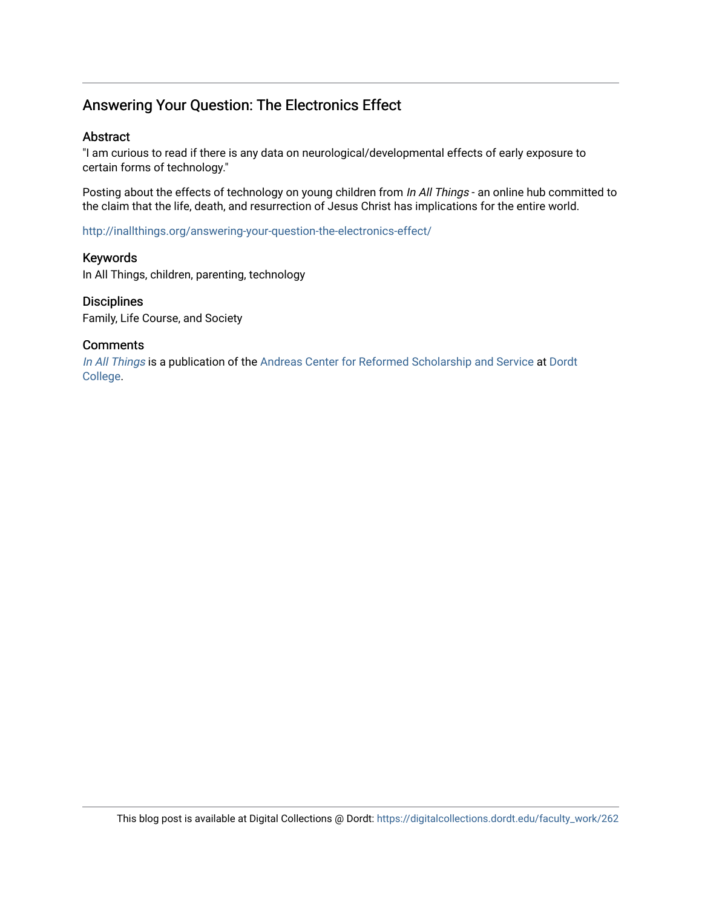## Answering Your Question: The Electronics Effect

### Abstract

"I am curious to read if there is any data on neurological/developmental effects of early exposure to certain forms of technology."

Posting about the effects of technology on young children from *In All Things* - an online hub committed to the claim that the life, death, and resurrection of Jesus Christ has implications for the entire world.

http://inallthings.org/answering-your-question-the-electronics-effect/

### Keywords

In All Things, children, parenting, technology

### Disciplines

Family, Life Course, and Society

### Comments

*In All Things* is a publication of the Andreas Center for Reformed Scholarship and Service at Dordt College.

This blog post is available at Digital Collections @ Dordt: https://digitalcollections.dordt.edu/faculty_work/262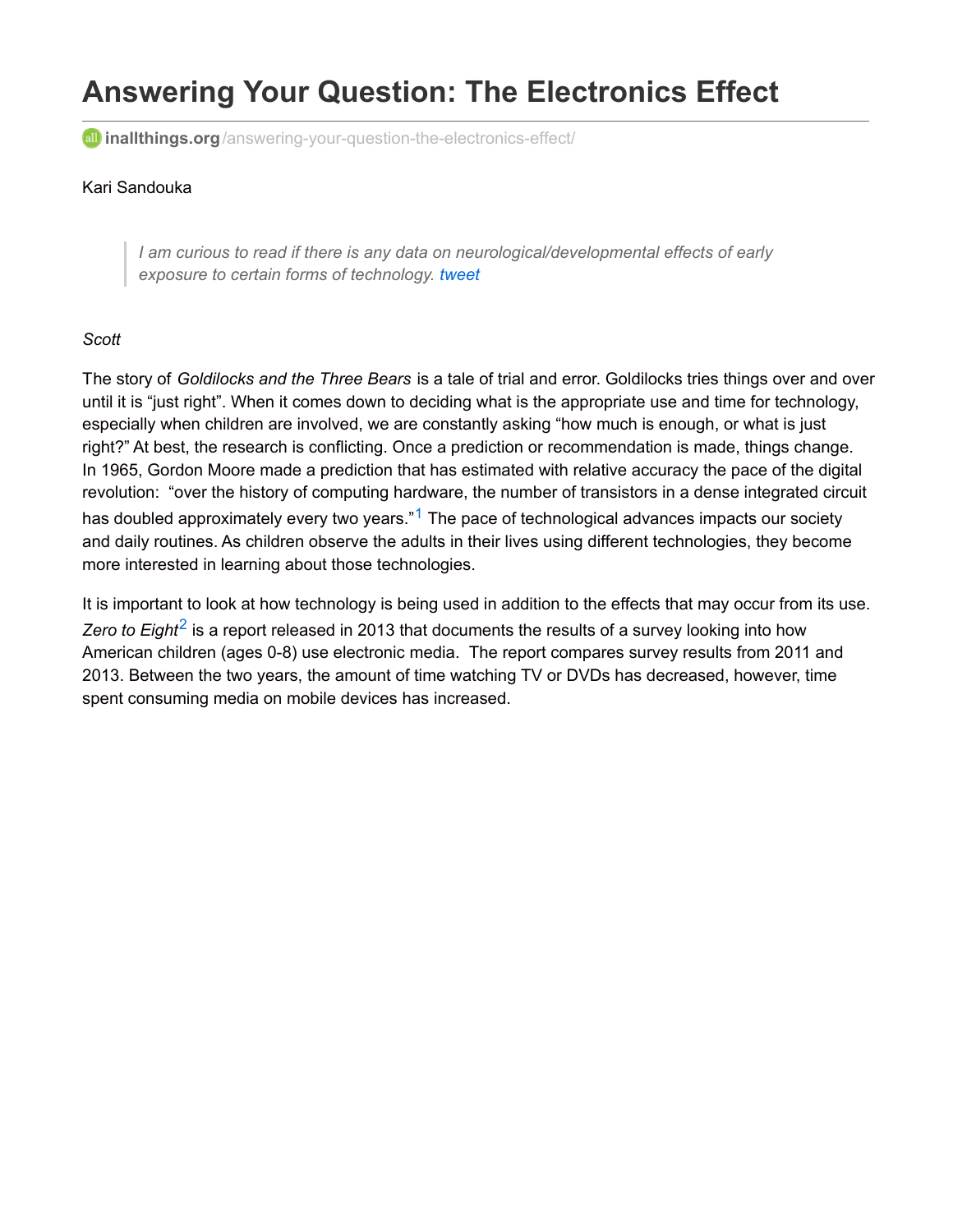# Answering Your Question: The Electronics Effect

inallthings.org/answering-your-question-the-electronics-effect/

Kari Sandouka

> *I am curious to read if there is any data on neurological/developmental effects of early exposure to certain forms of technology. tweet*

*Scott*

The story of *Goldilocks and the Three Bears* is a tale of trial and error. Goldilocks tries things over and over until it is "just right". When it comes down to deciding what is the appropriate use and time for technology, especially when children are involved, we are constantly asking "how much is enough, or what is just right?" At best, the research is conflicting. Once a prediction or recommendation is made, things change. In 1965, Gordon Moore made a prediction that has estimated with relative accuracy the pace of the digital revolution: "over the history of computing hardware, the number of transistors in a dense integrated circuit has doubled approximately every two years."[1] The pace of technological advances impacts our society and daily routines. As children observe the adults in their lives using different technologies, they become more interested in learning about those technologies.

It is important to look at how technology is being used in addition to the effects that may occur from its use. *Zero to Eight*[2] is a report released in 2013 that documents the results of a survey looking into how American children (ages 0-8) use electronic media. The report compares survey results from 2011 and 2013. Between the two years, the amount of time watching TV or DVDs has decreased, however, time spent consuming media on mobile devices has increased.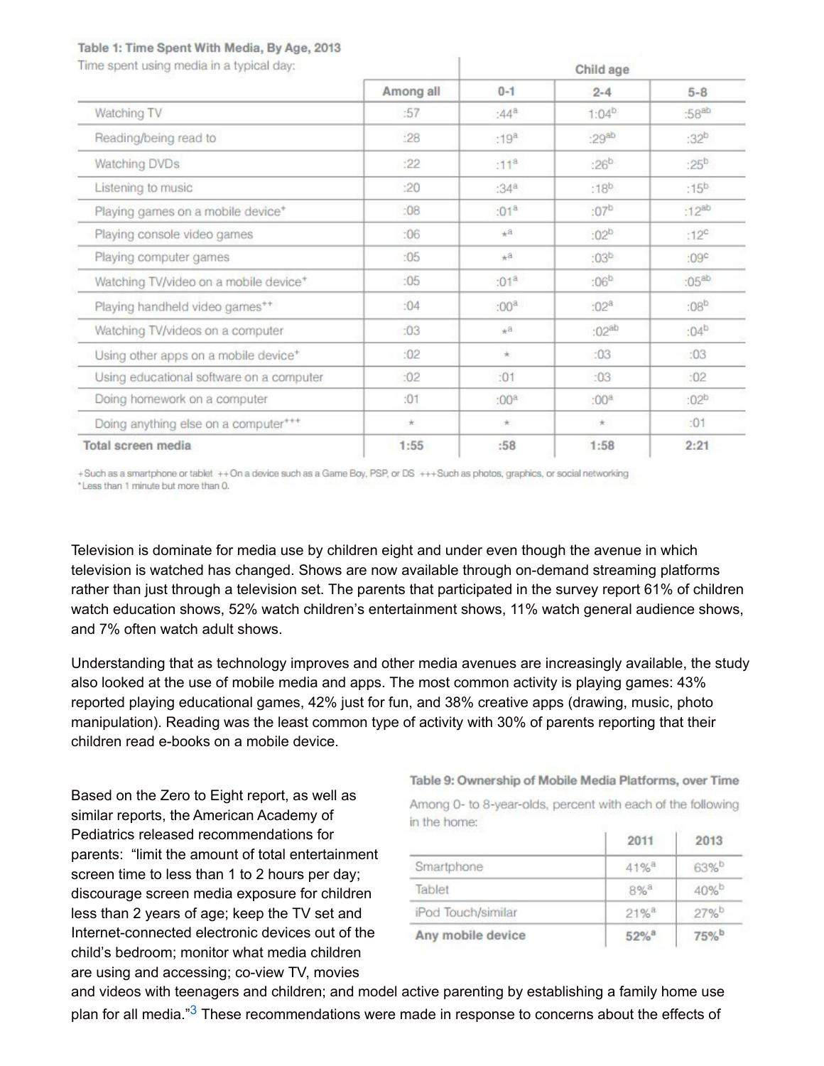**Table 1: Time Spent With Media, By Age, 2013**

Time spent using media in a typical day:

| | Among all | Child age | | |
|---|---|---|---|---|
| | | 0-1 | 2-4 | 5-8 |
| Watching TV | :57 | :44[a] | 1:04[b] | :58[ab] |
| Reading/being read to | :28 | :19[a] | :29[ab] | :32[b] |
| Watching DVDs | :22 | :11[a] | :26[b] | :25[b] |
| Listening to music | :20 | :34[a] | :18[b] | :15[b] |
| Playing games on a mobile device+ | :08 | :01[a] | :07[b] | :12[ab] |
| Playing console video games | :06 | *[a] | :02[b] | :12[c] |
| Playing computer games | :05 | *[a] | :03[b] | :09[c] |
| Watching TV/video on a mobile device+ | :05 | :01[a] | :06[b] | :05[ab] |
| Playing handheld video games++ | :04 | :00[a] | :02[a] | :08[b] |
| Watching TV/videos on a computer | :03 | *[a] | :02[ab] | :04[b] |
| Using other apps on a mobile device+ | :02 | * | :03 | :03 |
| Using educational software on a computer | :02 | :01 | :03 | :02 |
| Doing homework on a computer | :01 | :00[a] | :00[a] | :02[b] |
| Doing anything else on a computer+++ | * | * | * | :01 |
| **Total screen media** | **1:55** | **:58** | **1:58** | **2:21** |

+Such as a smartphone or tablet ++On a device such as a Game Boy, PSP, or DS +++Such as photos, graphics, or social networking
*Less than 1 minute but more than 0.

Television is dominate for media use by children eight and under even though the avenue in which television is watched has changed. Shows are now available through on-demand streaming platforms rather than just through a television set. The parents that participated in the survey report 61% of children watch education shows, 52% watch children's entertainment shows, 11% watch general audience shows, and 7% often watch adult shows.

Understanding that as technology improves and other media avenues are increasingly available, the study also looked at the use of mobile media and apps. The most common activity is playing games: 43% reported playing educational games, 42% just for fun, and 38% creative apps (drawing, music, photo manipulation). Reading was the least common type of activity with 30% of parents reporting that their children read e-books on a mobile device.

**Table 9: Ownership of Mobile Media Platforms, over Time**

Among 0- to 8-year-olds, percent with each of the following in the home:

| | 2011 | 2013 |
|---|---|---|
| Smartphone | 41%[a] | 63%[b] |
| Tablet | 8%[a] | 40%[b] |
| iPod Touch/similar | 21%[a] | 27%[b] |
| **Any mobile device** | **52%[a]** | **75%[b]** |

Based on the Zero to Eight report, as well as similar reports, the American Academy of Pediatrics released recommendations for parents: "limit the amount of total entertainment screen time to less than 1 to 2 hours per day; discourage screen media exposure for children less than 2 years of age; keep the TV set and Internet-connected electronic devices out of the child's bedroom; monitor what media children are using and accessing; co-view TV, movies and videos with teenagers and children; and model active parenting by establishing a family home use plan for all media."[3] These recommendations were made in response to concerns about the effects of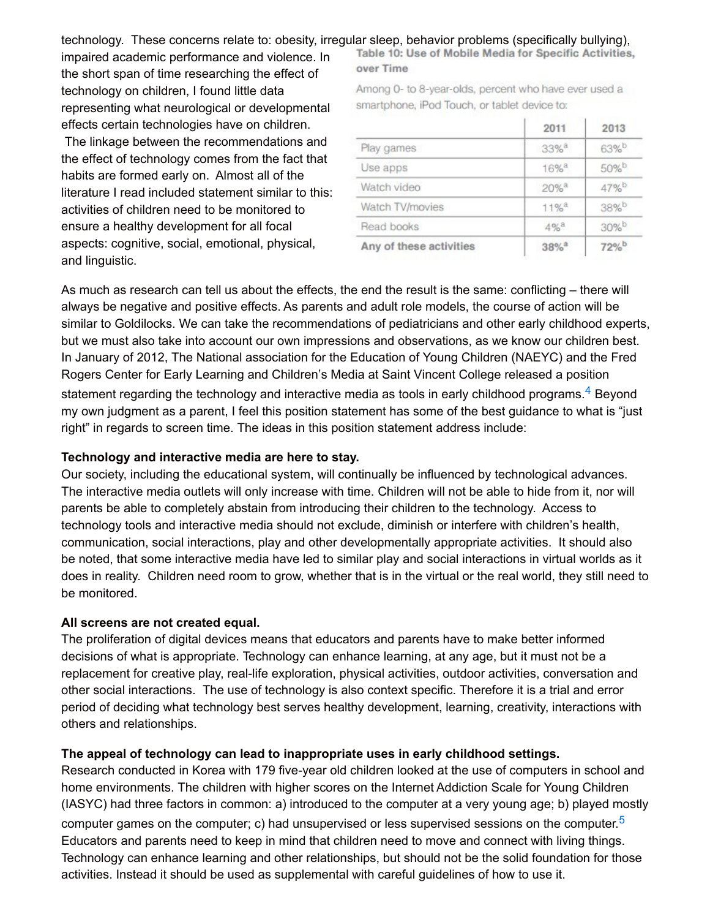technology. These concerns relate to: obesity, irregular sleep, behavior problems (specifically bullying), impaired academic performance and violence. In the short span of time researching the effect of technology on children, I found little data representing what neurological or developmental effects certain technologies have on children. The linkage between the recommendations and the effect of technology comes from the fact that habits are formed early on. Almost all of the literature I read included statement similar to this: activities of children need to be monitored to ensure a healthy development for all focal aspects: cognitive, social, emotional, physical, and linguistic.

**Table 10: Use of Mobile Media for Specific Activities, over Time**

Among 0- to 8-year-olds, percent who have ever used a smartphone, iPod Touch, or tablet device to:

| | 2011 | 2013 |
|---|---|---|
| Play games | 33%[a] | 63%[b] |
| Use apps | 16%[a] | 50%[b] |
| Watch video | 20%[a] | 47%[b] |
| Watch TV/movies | 11%[a] | 38%[b] |
| Read books | 4%[a] | 30%[b] |
| **Any of these activities** | **38%[a]** | **72%[b]** |

As much as research can tell us about the effects, the end the result is the same: conflicting – there will always be negative and positive effects. As parents and adult role models, the course of action will be similar to Goldilocks. We can take the recommendations of pediatricians and other early childhood experts, but we must also take into account our own impressions and observations, as we know our children best. In January of 2012, The National association for the Education of Young Children (NAEYC) and the Fred Rogers Center for Early Learning and Children's Media at Saint Vincent College released a position statement regarding the technology and interactive media as tools in early childhood programs.[4] Beyond my own judgment as a parent, I feel this position statement has some of the best guidance to what is "just right" in regards to screen time. The ideas in this position statement address include:

**Technology and interactive media are here to stay.**

Our society, including the educational system, will continually be influenced by technological advances. The interactive media outlets will only increase with time. Children will not be able to hide from it, nor will parents be able to completely abstain from introducing their children to the technology. Access to technology tools and interactive media should not exclude, diminish or interfere with children's health, communication, social interactions, play and other developmentally appropriate activities. It should also be noted, that some interactive media have led to similar play and social interactions in virtual worlds as it does in reality. Children need room to grow, whether that is in the virtual or the real world, they still need to be monitored.

**All screens are not created equal.**

The proliferation of digital devices means that educators and parents have to make better informed decisions of what is appropriate. Technology can enhance learning, at any age, but it must not be a replacement for creative play, real-life exploration, physical activities, outdoor activities, conversation and other social interactions. The use of technology is also context specific. Therefore it is a trial and error period of deciding what technology best serves healthy development, learning, creativity, interactions with others and relationships.

**The appeal of technology can lead to inappropriate uses in early childhood settings.**

Research conducted in Korea with 179 five-year old children looked at the use of computers in school and home environments. The children with higher scores on the Internet Addiction Scale for Young Children (IASYC) had three factors in common: a) introduced to the computer at a very young age; b) played mostly computer games on the computer; c) had unsupervised or less supervised sessions on the computer.[5] Educators and parents need to keep in mind that children need to move and connect with living things. Technology can enhance learning and other relationships, but should not be the solid foundation for those activities. Instead it should be used as supplemental with careful guidelines of how to use it.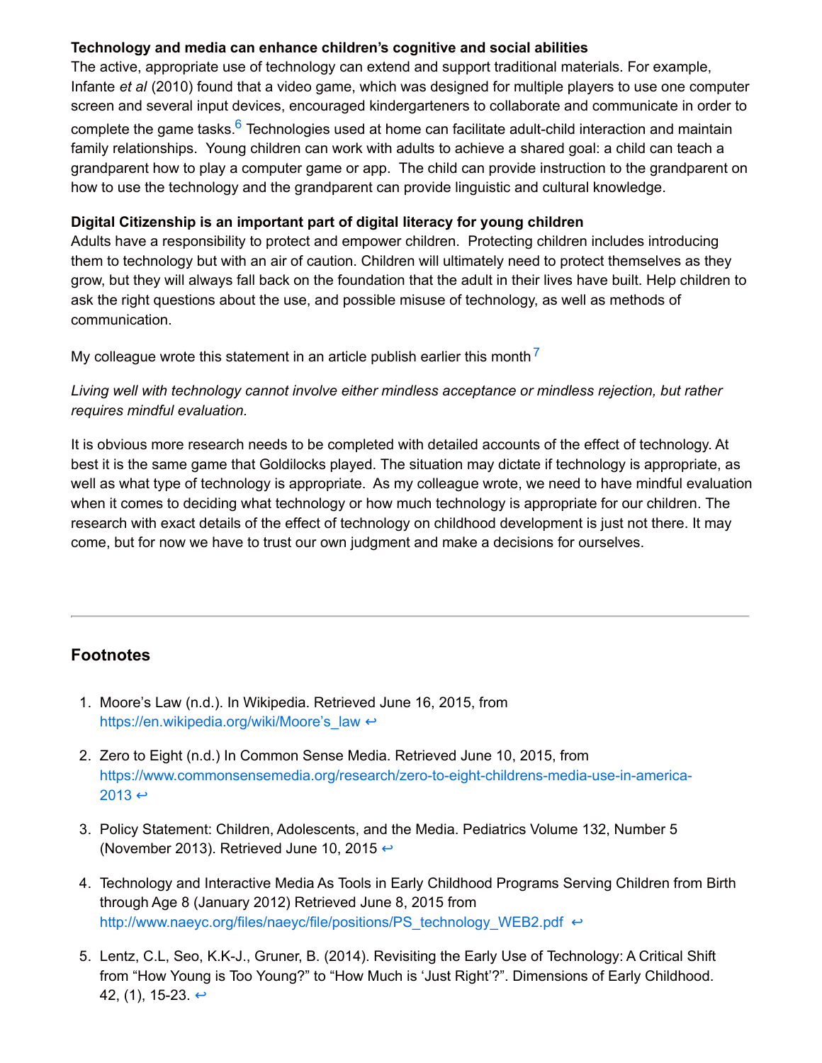**Technology and media can enhance children's cognitive and social abilities**
The active, appropriate use of technology can extend and support traditional materials. For example, Infante *et al* (2010) found that a video game, which was designed for multiple players to use one computer screen and several input devices, encouraged kindergarteners to collaborate and communicate in order to complete the game tasks.[6] Technologies used at home can facilitate adult-child interaction and maintain family relationships. Young children can work with adults to achieve a shared goal: a child can teach a grandparent how to play a computer game or app. The child can provide instruction to the grandparent on how to use the technology and the grandparent can provide linguistic and cultural knowledge.

**Digital Citizenship is an important part of digital literacy for young children**
Adults have a responsibility to protect and empower children. Protecting children includes introducing them to technology but with an air of caution. Children will ultimately need to protect themselves as they grow, but they will always fall back on the foundation that the adult in their lives have built. Help children to ask the right questions about the use, and possible misuse of technology, as well as methods of communication.

My colleague wrote this statement in an article publish earlier this month[7]

*Living well with technology cannot involve either mindless acceptance or mindless rejection, but rather requires mindful evaluation.*

It is obvious more research needs to be completed with detailed accounts of the effect of technology. At best it is the same game that Goldilocks played. The situation may dictate if technology is appropriate, as well as what type of technology is appropriate. As my colleague wrote, we need to have mindful evaluation when it comes to deciding what technology or how much technology is appropriate for our children. The research with exact details of the effect of technology on childhood development is just not there. It may come, but for now we have to trust our own judgment and make a decisions for ourselves.

---

## Footnotes

1. Moore's Law (n.d.). In Wikipedia. Retrieved June 16, 2015, from https://en.wikipedia.org/wiki/Moore's_law ↩
2. Zero to Eight (n.d.) In Common Sense Media. Retrieved June 10, 2015, from https://www.commonsensemedia.org/research/zero-to-eight-childrens-media-use-in-america-2013 ↩
3. Policy Statement: Children, Adolescents, and the Media. Pediatrics Volume 132, Number 5 (November 2013). Retrieved June 10, 2015 ↩
4. Technology and Interactive Media As Tools in Early Childhood Programs Serving Children from Birth through Age 8 (January 2012) Retrieved June 8, 2015 from http://www.naeyc.org/files/naeyc/file/positions/PS_technology_WEB2.pdf ↩
5. Lentz, C.L, Seo, K.K-J., Gruner, B. (2014). Revisiting the Early Use of Technology: A Critical Shift from "How Young is Too Young?" to "How Much is 'Just Right'?". Dimensions of Early Childhood. 42, (1), 15-23. ↩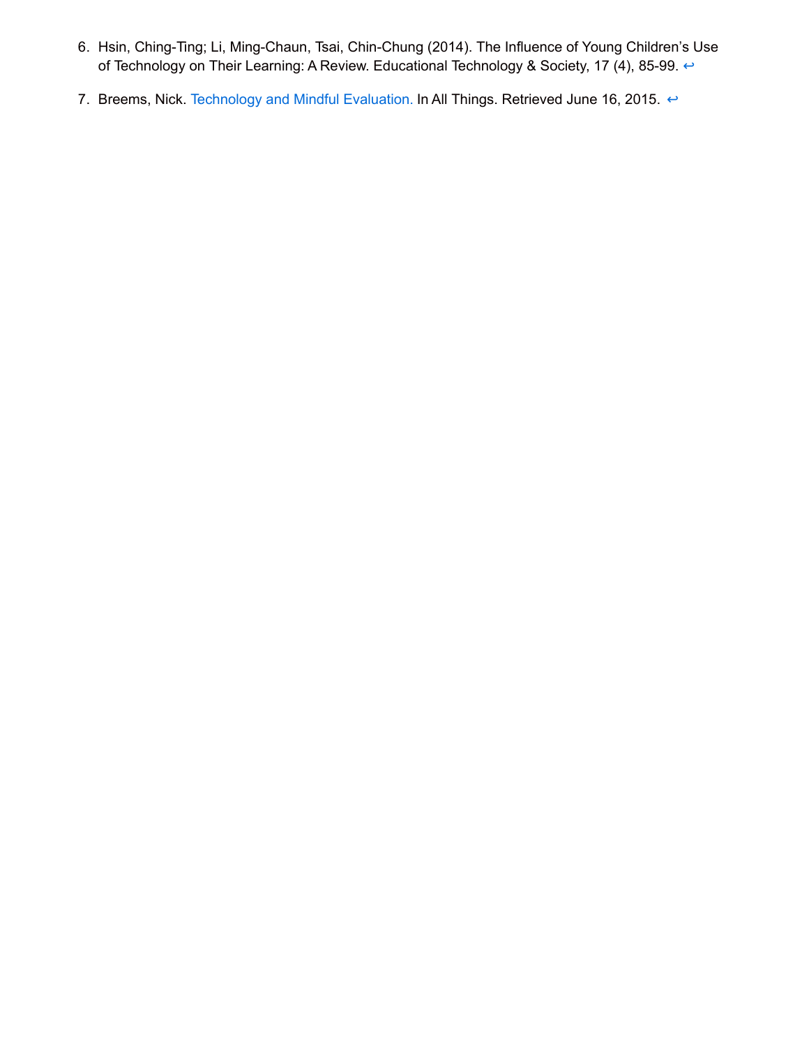6. Hsin, Ching-Ting; Li, Ming-Chaun, Tsai, Chin-Chung (2014). The Influence of Young Children's Use of Technology on Their Learning: A Review. Educational Technology & Society, 17 (4), 85-99. ↩

7. Breems, Nick. Technology and Mindful Evaluation. In All Things. Retrieved June 16, 2015. ↩